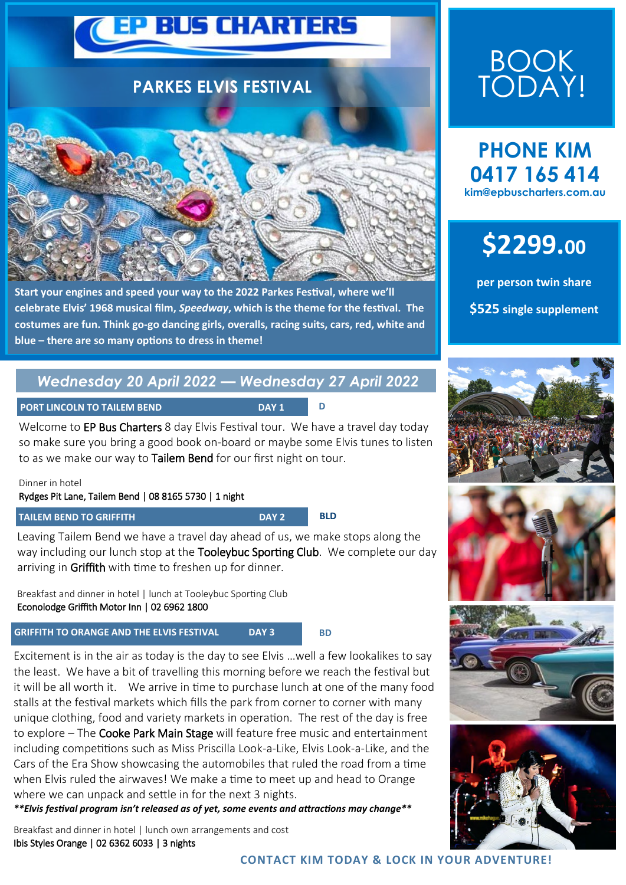# EP BUS CHARTERS

## PARKES ELVIS FESTIVAL

**Start your engines and speed your way to the 2022 Parkes Festival, where we'll celebrate Elvis' 1968 musical film, *Speedway*, which is the theme for the festival. The costumes are fun. Think go-go dancing girls, overalls, racing suits, cars, red, white and blue – there are so many options to dress in theme!**

# BOOK TODAY!

**PHONE KIM**
**0417 165 414**
**kim@epbuscharters.com.au**

# $2299.00

**per person twin share**

**$525 single supplement**

## *Wednesday 20 April 2022 — Wednesday 27 April 2022*

### PORT LINCOLN TO TAILEM BEND — DAY 1 — D

Welcome to EP Bus Charters 8 day Elvis Festival tour. We have a travel day today so make sure you bring a good book on-board or maybe some Elvis tunes to listen to as we make our way to Tailem Bend for our first night on tour.

Dinner in hotel
Rydges Pit Lane, Tailem Bend | 08 8165 5730 | 1 night

### TAILEM BEND TO GRIFFITH — DAY 2 — BLD

Leaving Tailem Bend we have a travel day ahead of us, we make stops along the way including our lunch stop at the Tooleybuc Sporting Club. We complete our day arriving in Griffith with time to freshen up for dinner.

Breakfast and dinner in hotel | lunch at Tooleybuc Sporting Club
Econolodge Griffith Motor Inn | 02 6962 1800

### GRIFFITH TO ORANGE AND THE ELVIS FESTIVAL — DAY 3 — BD

Excitement is in the air as today is the day to see Elvis …well a few lookalikes to say the least. We have a bit of travelling this morning before we reach the festival but it will be all worth it. We arrive in time to purchase lunch at one of the many food stalls at the festival markets which fills the park from corner to corner with many unique clothing, food and variety markets in operation. The rest of the day is free to explore – The Cooke Park Main Stage will feature free music and entertainment including competitions such as Miss Priscilla Look-a-Like, Elvis Look-a-Like, and the Cars of the Era Show showcasing the automobiles that ruled the road from a time when Elvis ruled the airwaves! We make a time to meet up and head to Orange where we can unpack and settle in for the next 3 nights.

***\*\*Elvis festival program isn't released as of yet, some events and attractions may change\*\****

Breakfast and dinner in hotel | lunch own arrangements and cost
Ibis Styles Orange | 02 6362 6033 | 3 nights

**CONTACT KIM TODAY & LOCK IN YOUR ADVENTURE!**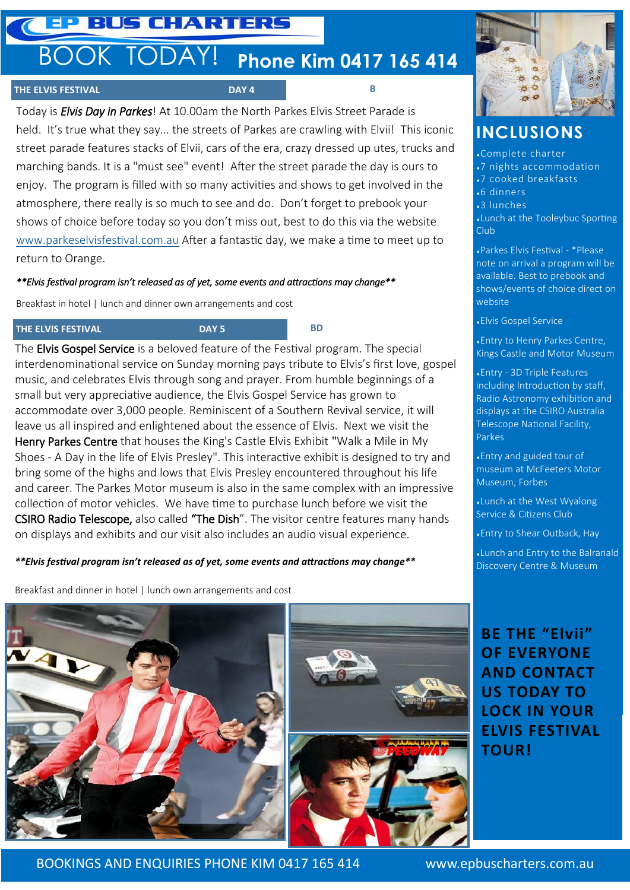# EP BUS CHARTERS

# BOOK TODAY! Phone Kim 0417 165 414

## THE ELVIS FESTIVAL — DAY 4 — B

Today is *Elvis Day in Parkes*! At 10.00am the North Parkes Elvis Street Parade is held. It's true what they say... the streets of Parkes are crawling with Elvii! This iconic street parade features stacks of Elvii, cars of the era, crazy dressed up utes, trucks and marching bands. It is a "must see" event! After the street parade the day is ours to enjoy. The program is filled with so many activities and shows to get involved in the atmosphere, there really is so much to see and do. Don't forget to prebook your shows of choice before today so you don't miss out, best to do this via the website www.parkeselvisfestival.com.au After a fantastic day, we make a time to meet up to return to Orange.

***Elvis festival program isn't released as of yet, some events and attractions may change***

Breakfast in hotel | lunch and dinner own arrangements and cost

## THE ELVIS FESTIVAL — DAY 5 — BD

The Elvis Gospel Service is a beloved feature of the Festival program. The special interdenominational service on Sunday morning pays tribute to Elvis's first love, gospel music, and celebrates Elvis through song and prayer. From humble beginnings of a small but very appreciative audience, the Elvis Gospel Service has grown to accommodate over 3,000 people. Reminiscent of a Southern Revival service, it will leave us all inspired and enlightened about the essence of Elvis. Next we visit the Henry Parkes Centre that houses the King's Castle Elvis Exhibit "Walk a Mile in My Shoes - A Day in the life of Elvis Presley". This interactive exhibit is designed to try and bring some of the highs and lows that Elvis Presley encountered throughout his life and career. The Parkes Motor museum is also in the same complex with an impressive collection of motor vehicles. We have time to purchase lunch before we visit the CSIRO Radio Telescope, also called "The Dish". The visitor centre features many hands on displays and exhibits and our visit also includes an audio visual experience.

***Elvis festival program isn't released as of yet, some events and attractions may change***

Breakfast and dinner in hotel | lunch own arrangements and cost

## INCLUSIONS

- Complete charter
- 7 nights accommodation
- 7 cooked breakfasts
- 6 dinners
- 3 lunches
- Lunch at the Tooleybuc Sporting Club
- Parkes Elvis Festival - *Please note on arrival a program will be available. Best to prebook and shows/events of choice direct on website
- Elvis Gospel Service
- Entry to Henry Parkes Centre, Kings Castle and Motor Museum
- Entry - 3D Triple Features including Introduction by staff, Radio Astronomy exhibition and displays at the CSIRO Australia Telescope National Facility, Parkes
- Entry and guided tour of museum at McFeeters Motor Museum, Forbes
- Lunch at the West Wyalong Service & Citizens Club
- Entry to Shear Outback, Hay
- Lunch and Entry to the Balranald Discovery Centre & Museum

**BE THE "Elvii" OF EVERYONE AND CONTACT US TODAY TO LOCK IN YOUR ELVIS FESTIVAL TOUR!**

BOOKINGS AND ENQUIRIES PHONE KIM 0417 165 414 www.epbuscharters.com.au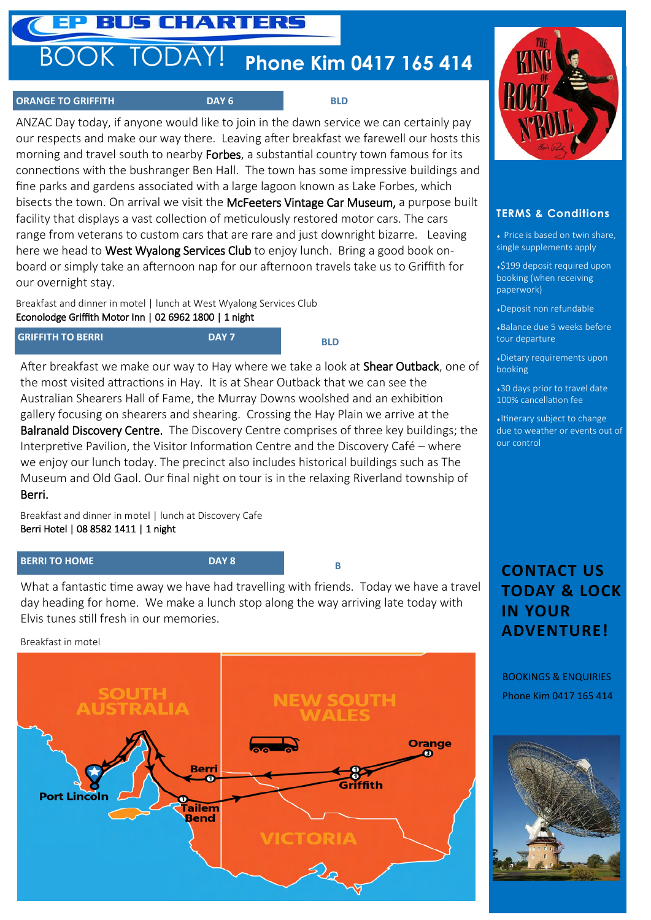# EP BUS CHARTERS

BOOK TODAY! **Phone Kim 0417 165 414**

## ORANGE TO GRIFFITH — DAY 6 — BLD

ANZAC Day today, if anyone would like to join in the dawn service we can certainly pay our respects and make our way there. Leaving after breakfast we farewell our hosts this morning and travel south to nearby Forbes, a substantial country town famous for its connections with the bushranger Ben Hall. The town has some impressive buildings and fine parks and gardens associated with a large lagoon known as Lake Forbes, which bisects the town. On arrival we visit the McFeeters Vintage Car Museum, a purpose built facility that displays a vast collection of meticulously restored motor cars. The cars range from veterans to custom cars that are rare and just downright bizarre. Leaving here we head to West Wyalong Services Club to enjoy lunch. Bring a good book on-board or simply take an afternoon nap for our afternoon travels take us to Griffith for our overnight stay.

Breakfast and dinner in motel | lunch at West Wyalong Services Club
Econolodge Griffith Motor Inn | 02 6962 1800 | 1 night

## GRIFFITH TO BERRI — DAY 7 — BLD

After breakfast we make our way to Hay where we take a look at Shear Outback, one of the most visited attractions in Hay. It is at Shear Outback that we can see the Australian Shearers Hall of Fame, the Murray Downs woolshed and an exhibition gallery focusing on shearers and shearing. Crossing the Hay Plain we arrive at the Balranald Discovery Centre. The Discovery Centre comprises of three key buildings; the Interpretive Pavilion, the Visitor Information Centre and the Discovery Café – where we enjoy our lunch today. The precinct also includes historical buildings such as The Museum and Old Gaol. Our final night on tour is in the relaxing Riverland township of Berri.

Breakfast and dinner in motel | lunch at Discovery Cafe
Berri Hotel | 08 8582 1411 | 1 night

## BERRI TO HOME — DAY 8 — B

What a fantastic time away we have had travelling with friends. Today we have a travel day heading for home. We make a lunch stop along the way arriving late today with Elvis tunes still fresh in our memories.

Breakfast in motel

SOUTH AUSTRALIA · NEW SOUTH WALES · VICTORIA · Port Lincoln · Tailem Bend · Berri · Griffith · Orange

## TERMS & Conditions

- Price is based on twin share, single supplements apply
- $199 deposit required upon booking (when receiving paperwork)
- Deposit non refundable
- Balance due 5 weeks before tour departure
- Dietary requirements upon booking
- 30 days prior to travel date 100% cancellation fee
- Itinerary subject to change due to weather or events out of our control

## CONTACT US TODAY & LOCK IN YOUR ADVENTURE!

BOOKINGS & ENQUIRIES
Phone Kim 0417 165 414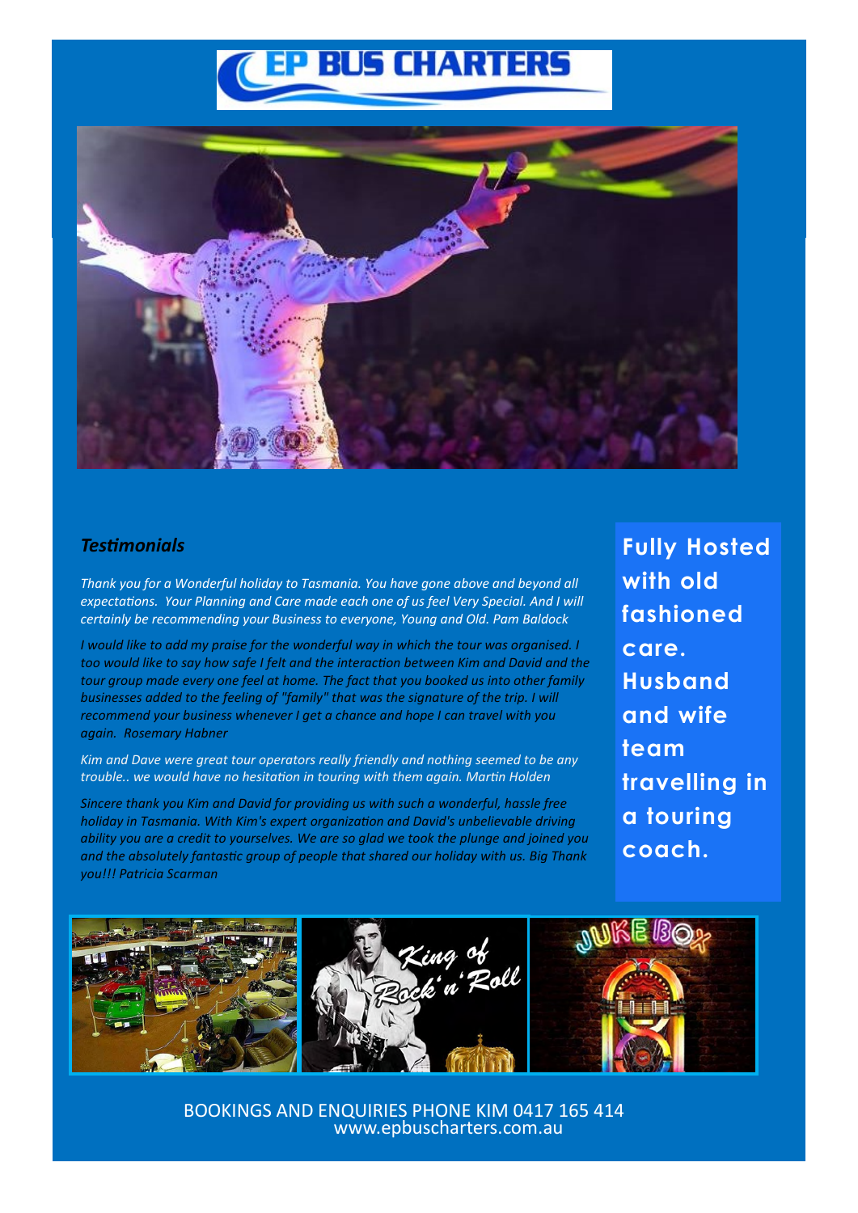# EP BUS CHARTERS

## *Testimonials*

*Thank you for a Wonderful holiday to Tasmania. You have gone above and beyond all expectations. Your Planning and Care made each one of us feel Very Special. And I will certainly be recommending your Business to everyone, Young and Old. Pam Baldock*

*I would like to add my praise for the wonderful way in which the tour was organised. I too would like to say how safe I felt and the interaction between Kim and David and the tour group made every one feel at home. The fact that you booked us into other family businesses added to the feeling of "family" that was the signature of the trip. I will recommend your business whenever I get a chance and hope I can travel with you again. Rosemary Habner*

*Kim and Dave were great tour operators really friendly and nothing seemed to be any trouble.. we would have no hesitation in touring with them again. Martin Holden*

*Sincere thank you Kim and David for providing us with such a wonderful, hassle free holiday in Tasmania. With Kim's expert organization and David's unbelievable driving ability you are a credit to yourselves. We are so glad we took the plunge and joined you and the absolutely fantastic group of people that shared our holiday with us. Big Thank you!!! Patricia Scarman*

**Fully Hosted with old fashioned care. Husband and wife team travelling in a touring coach.**

BOOKINGS AND ENQUIRIES PHONE KIM 0417 165 414
www.epbuscharters.com.au